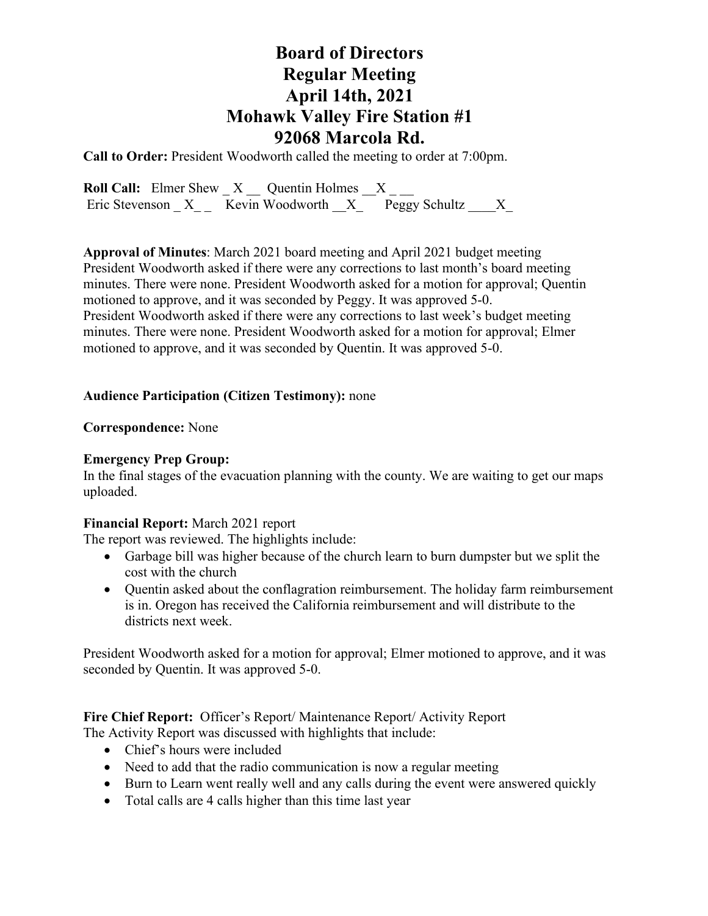# Board of Directors
# Regular Meeting
# April 14th, 2021
# Mohawk Valley Fire Station #1
# 92068 Marcola Rd.

**Call to Order:** President Woodworth called the meeting to order at 7:00pm.

**Roll Call:** Elmer Shew _ X __ Quentin Holmes __X _ __
Eric Stevenson _ X_ _ Kevin Woodworth __X_ Peggy Schultz ____X_

**Approval of Minutes**: March 2021 board meeting and April 2021 budget meeting
President Woodworth asked if there were any corrections to last month's board meeting minutes. There were none. President Woodworth asked for a motion for approval; Quentin motioned to approve, and it was seconded by Peggy. It was approved 5-0.
President Woodworth asked if there were any corrections to last week's budget meeting minutes. There were none. President Woodworth asked for a motion for approval; Elmer motioned to approve, and it was seconded by Quentin. It was approved 5-0.

**Audience Participation (Citizen Testimony):** none

**Correspondence:** None

**Emergency Prep Group:**
In the final stages of the evacuation planning with the county. We are waiting to get our maps uploaded.

**Financial Report:** March 2021 report
The report was reviewed. The highlights include:

- Garbage bill was higher because of the church learn to burn dumpster but we split the cost with the church
- Quentin asked about the conflagration reimbursement. The holiday farm reimbursement is in. Oregon has received the California reimbursement and will distribute to the districts next week.

President Woodworth asked for a motion for approval; Elmer motioned to approve, and it was seconded by Quentin. It was approved 5-0.

**Fire Chief Report:** Officer's Report/ Maintenance Report/ Activity Report
The Activity Report was discussed with highlights that include:

- Chief's hours were included
- Need to add that the radio communication is now a regular meeting
- Burn to Learn went really well and any calls during the event were answered quickly
- Total calls are 4 calls higher than this time last year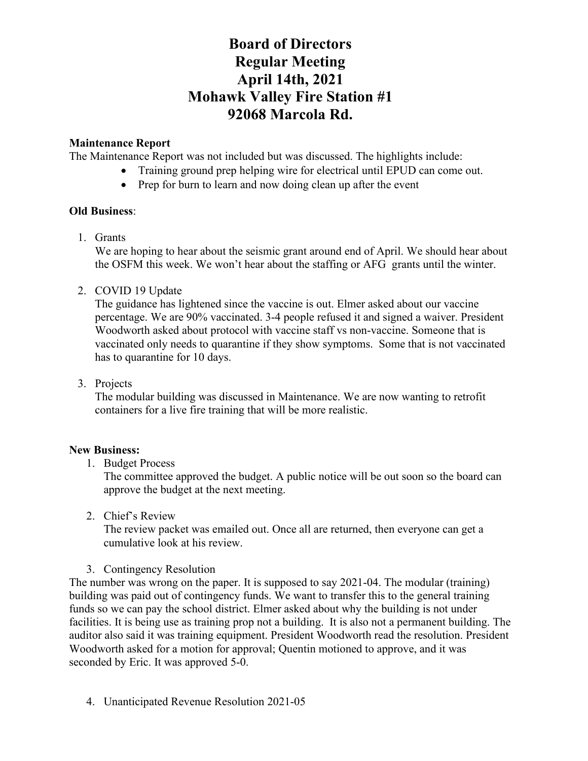# Board of Directors
# Regular Meeting
# April 14th, 2021
# Mohawk Valley Fire Station #1
# 92068 Marcola Rd.

**Maintenance Report**

The Maintenance Report was not included but was discussed. The highlights include:

- Training ground prep helping wire for electrical until EPUD can come out.
- Prep for burn to learn and now doing clean up after the event

**Old Business**:

1. Grants
   We are hoping to hear about the seismic grant around end of April. We should hear about the OSFM this week. We won't hear about the staffing or AFG grants until the winter.

2. COVID 19 Update
   The guidance has lightened since the vaccine is out. Elmer asked about our vaccine percentage. We are 90% vaccinated. 3-4 people refused it and signed a waiver. President Woodworth asked about protocol with vaccine staff vs non-vaccine. Someone that is vaccinated only needs to quarantine if they show symptoms. Some that is not vaccinated has to quarantine for 10 days.

3. Projects
   The modular building was discussed in Maintenance. We are now wanting to retrofit containers for a live fire training that will be more realistic.

**New Business:**

1. Budget Process
   The committee approved the budget. A public notice will be out soon so the board can approve the budget at the next meeting.

2. Chief's Review
   The review packet was emailed out. Once all are returned, then everyone can get a cumulative look at his review.

3. Contingency Resolution

The number was wrong on the paper. It is supposed to say 2021-04. The modular (training) building was paid out of contingency funds. We want to transfer this to the general training funds so we can pay the school district. Elmer asked about why the building is not under facilities. It is being use as training prop not a building. It is also not a permanent building. The auditor also said it was training equipment. President Woodworth read the resolution. President Woodworth asked for a motion for approval; Quentin motioned to approve, and it was seconded by Eric. It was approved 5-0.

4. Unanticipated Revenue Resolution 2021-05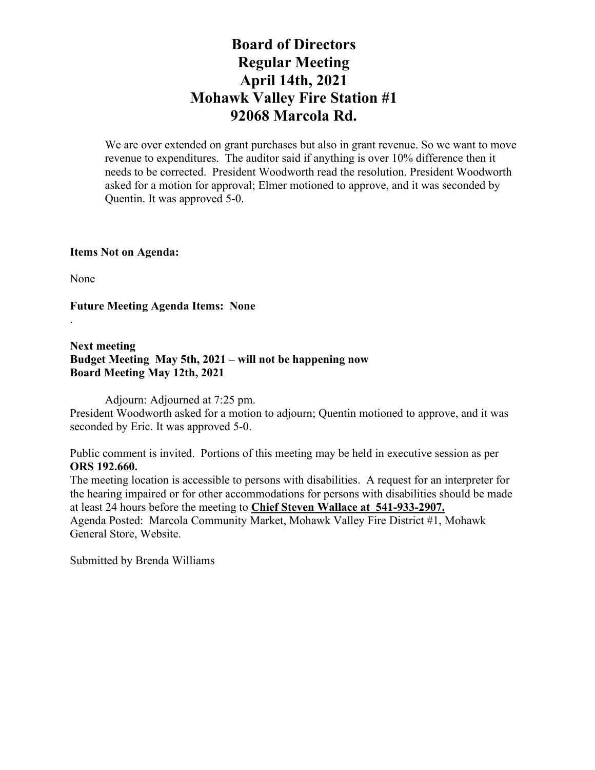# Board of Directors
# Regular Meeting
# April 14th, 2021
# Mohawk Valley Fire Station #1
# 92068 Marcola Rd.

We are over extended on grant purchases but also in grant revenue. So we want to move revenue to expenditures. The auditor said if anything is over 10% difference then it needs to be corrected. President Woodworth read the resolution. President Woodworth asked for a motion for approval; Elmer motioned to approve, and it was seconded by Quentin. It was approved 5-0.

**Items Not on Agenda:**

None

**Future Meeting Agenda Items: None**

.

**Next meeting**
**Budget Meeting May 5th, 2021 – will not be happening now**
**Board Meeting May 12th, 2021**

Adjourn: Adjourned at 7:25 pm.
President Woodworth asked for a motion to adjourn; Quentin motioned to approve, and it was seconded by Eric. It was approved 5-0.

Public comment is invited. Portions of this meeting may be held in executive session as per **ORS 192.660.**
The meeting location is accessible to persons with disabilities. A request for an interpreter for the hearing impaired or for other accommodations for persons with disabilities should be made at least 24 hours before the meeting to **Chief Steven Wallace at 541-933-2907.**
Agenda Posted: Marcola Community Market, Mohawk Valley Fire District #1, Mohawk General Store, Website.

Submitted by Brenda Williams